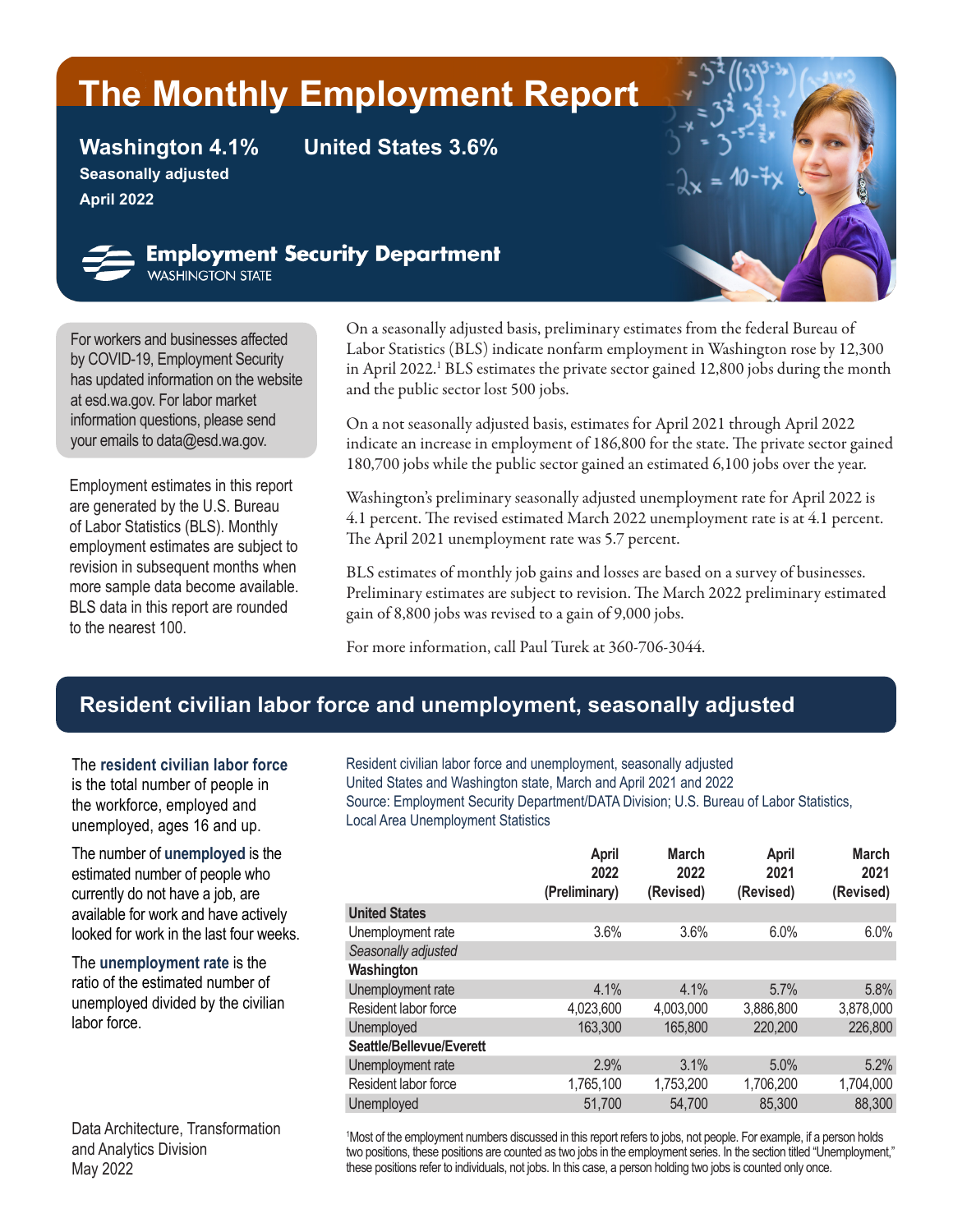# The Monthly Employment Report

**Washington 4.1%** **United States 3.6%**

**Seasonally adjusted**

**April 2022**

**Employment Security Department**
WASHINGTON STATE

For workers and businesses affected by COVID-19, Employment Security has updated information on the website at esd.wa.gov. For labor market information questions, please send your emails to data@esd.wa.gov.

Employment estimates in this report are generated by the U.S. Bureau of Labor Statistics (BLS). Monthly employment estimates are subject to revision in subsequent months when more sample data become available. BLS data in this report are rounded to the nearest 100.

On a seasonally adjusted basis, preliminary estimates from the federal Bureau of Labor Statistics (BLS) indicate nonfarm employment in Washington rose by 12,300 in April 2022.[1] BLS estimates the private sector gained 12,800 jobs during the month and the public sector lost 500 jobs.

On a not seasonally adjusted basis, estimates for April 2021 through April 2022 indicate an increase in employment of 186,800 for the state. The private sector gained 180,700 jobs while the public sector gained an estimated 6,100 jobs over the year.

Washington's preliminary seasonally adjusted unemployment rate for April 2022 is 4.1 percent. The revised estimated March 2022 unemployment rate is at 4.1 percent. The April 2021 unemployment rate was 5.7 percent.

BLS estimates of monthly job gains and losses are based on a survey of businesses. Preliminary estimates are subject to revision. The March 2022 preliminary estimated gain of 8,800 jobs was revised to a gain of 9,000 jobs.

For more information, call Paul Turek at 360-706-3044.

## Resident civilian labor force and unemployment, seasonally adjusted

The **resident civilian labor force** is the total number of people in the workforce, employed and unemployed, ages 16 and up.

The number of **unemployed** is the estimated number of people who currently do not have a job, are available for work and have actively looked for work in the last four weeks.

The **unemployment rate** is the ratio of the estimated number of unemployed divided by the civilian labor force.

Resident civilian labor force and unemployment, seasonally adjusted
United States and Washington state, March and April 2021 and 2022
Source: Employment Security Department/DATA Division; U.S. Bureau of Labor Statistics, Local Area Unemployment Statistics

| | April 2022 (Preliminary) | March 2022 (Revised) | April 2021 (Revised) | March 2021 (Revised) |
|---|---|---|---|---|
| **United States** | | | | |
| Unemployment rate | 3.6% | 3.6% | 6.0% | 6.0% |
| *Seasonally adjusted* | | | | |
| **Washington** | | | | |
| Unemployment rate | 4.1% | 4.1% | 5.7% | 5.8% |
| Resident labor force | 4,023,600 | 4,003,000 | 3,886,800 | 3,878,000 |
| Unemployed | 163,300 | 165,800 | 220,200 | 226,800 |
| **Seattle/Bellevue/Everett** | | | | |
| Unemployment rate | 2.9% | 3.1% | 5.0% | 5.2% |
| Resident labor force | 1,765,100 | 1,753,200 | 1,706,200 | 1,704,000 |
| Unemployed | 51,700 | 54,700 | 85,300 | 88,300 |

[1]Most of the employment numbers discussed in this report refers to jobs, not people. For example, if a person holds two positions, these positions are counted as two jobs in the employment series. In the section titled "Unemployment," these positions refer to individuals, not jobs. In this case, a person holding two jobs is counted only once.

Data Architecture, Transformation and Analytics Division
May 2022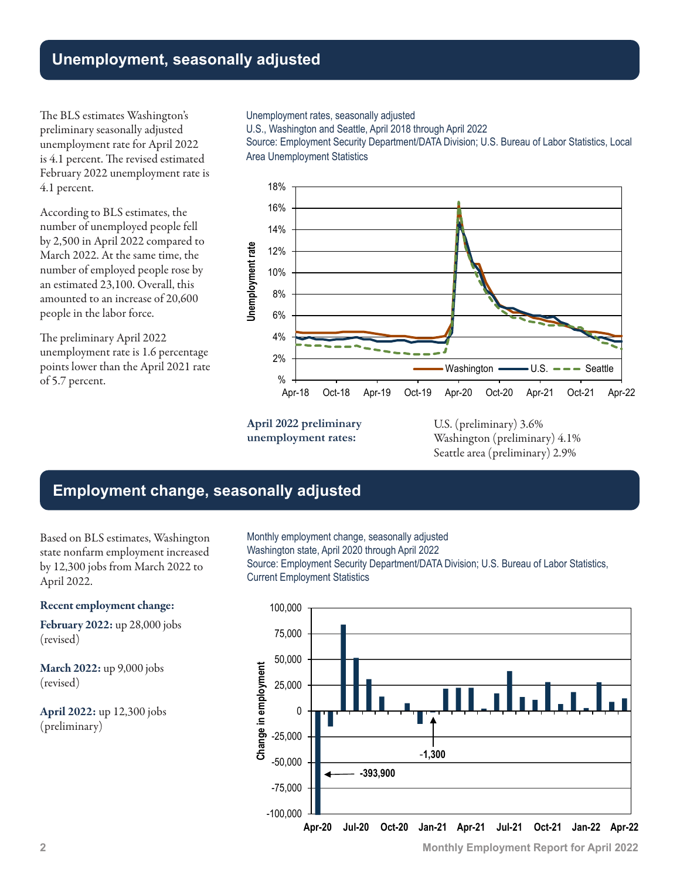## Unemployment, seasonally adjusted

The BLS estimates Washington's preliminary seasonally adjusted unemployment rate for April 2022 is 4.1 percent. The revised estimated February 2022 unemployment rate is 4.1 percent.

According to BLS estimates, the number of unemployed people fell by 2,500 in April 2022 compared to March 2022. At the same time, the number of employed people rose by an estimated 23,100. Overall, this amounted to an increase of 20,600 people in the labor force.

The preliminary April 2022 unemployment rate is 1.6 percentage points lower than the April 2021 rate of 5.7 percent.

Unemployment rates, seasonally adjusted
U.S., Washington and Seattle, April 2018 through April 2022
Source: Employment Security Department/DATA Division; U.S. Bureau of Labor Statistics, Local Area Unemployment Statistics

**April 2022 preliminary unemployment rates:**

U.S. (preliminary) 3.6%
Washington (preliminary) 4.1%
Seattle area (preliminary) 2.9%

## Employment change, seasonally adjusted

Based on BLS estimates, Washington state nonfarm employment increased by 12,300 jobs from March 2022 to April 2022.

**Recent employment change:**

**February 2022:** up 28,000 jobs (revised)

**March 2022:** up 9,000 jobs (revised)

**April 2022:** up 12,300 jobs (preliminary)

Monthly employment change, seasonally adjusted
Washington state, April 2020 through April 2022
Source: Employment Security Department/DATA Division; U.S. Bureau of Labor Statistics, Current Employment Statistics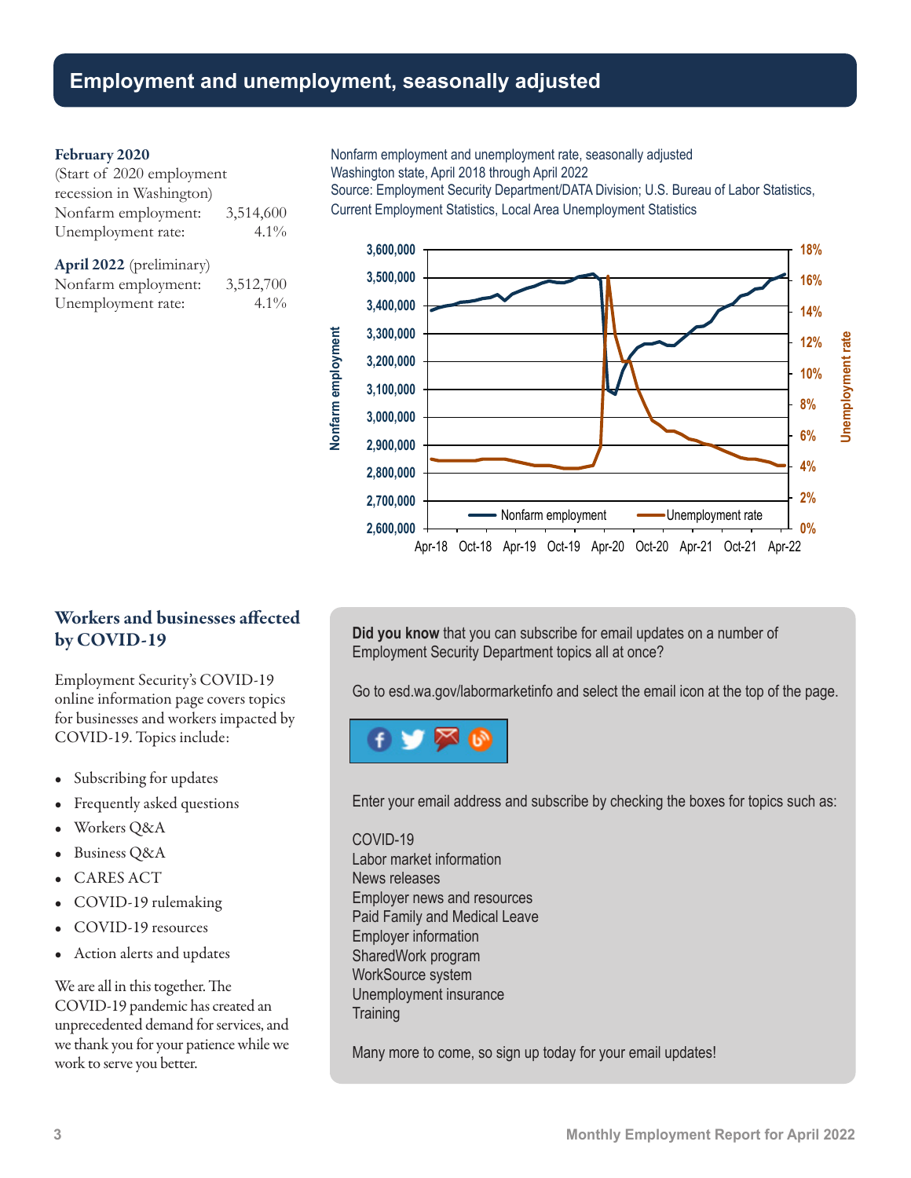## Employment and unemployment, seasonally adjusted

**February 2020**
(Start of 2020 employment recession in Washington)

| | |
|---|---|
| Nonfarm employment: | 3,514,600 |
| Unemployment rate: | 4.1% |

**April 2022** (preliminary)

| | |
|---|---|
| Nonfarm employment: | 3,512,700 |
| Unemployment rate: | 4.1% |

Nonfarm employment and unemployment rate, seasonally adjusted
Washington state, April 2018 through April 2022
Source: Employment Security Department/DATA Division; U.S. Bureau of Labor Statistics, Current Employment Statistics, Local Area Unemployment Statistics

### Workers and businesses affected by COVID-19

Employment Security's COVID-19 online information page covers topics for businesses and workers impacted by COVID-19. Topics include:

- Subscribing for updates
- Frequently asked questions
- Workers Q&A
- Business Q&A
- CARES ACT
- COVID-19 rulemaking
- COVID-19 resources
- Action alerts and updates

We are all in this together. The COVID-19 pandemic has created an unprecedented demand for services, and we thank you for your patience while we work to serve you better.

**Did you know** that you can subscribe for email updates on a number of Employment Security Department topics all at once?

Go to esd.wa.gov/labormarketinfo and select the email icon at the top of the page.

Enter your email address and subscribe by checking the boxes for topics such as:

COVID-19
Labor market information
News releases
Employer news and resources
Paid Family and Medical Leave
Employer information
SharedWork program
WorkSource system
Unemployment insurance
Training

Many more to come, so sign up today for your email updates!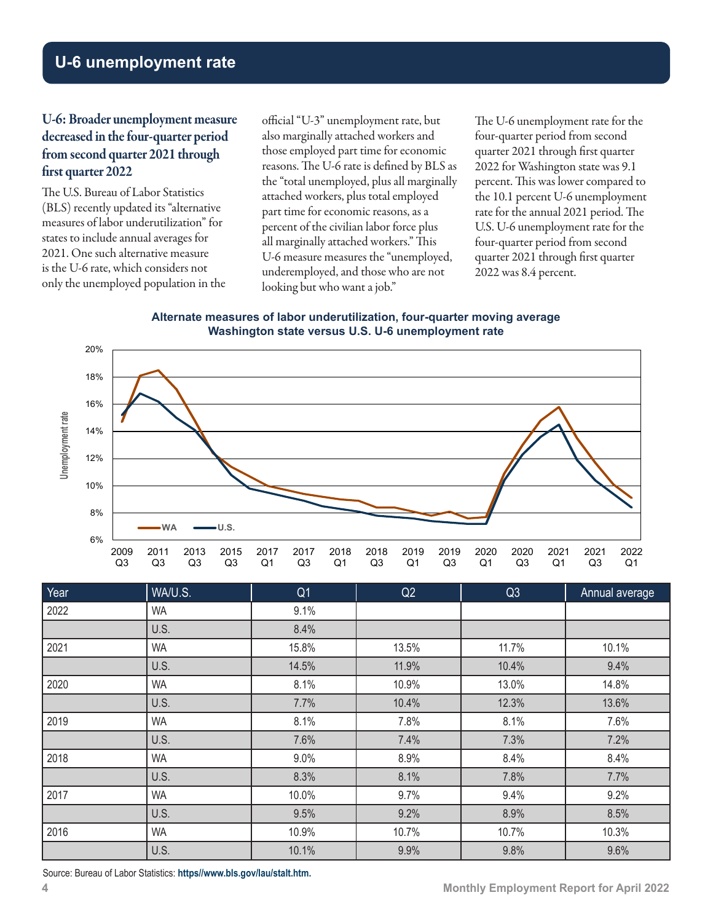# U-6 unemployment rate

### U-6: Broader unemployment measure decreased in the four-quarter period from second quarter 2021 through first quarter 2022

The U.S. Bureau of Labor Statistics (BLS) recently updated its "alternative measures of labor underutilization" for states to include annual averages for 2021. One such alternative measure is the U-6 rate, which considers not only the unemployed population in the official "U-3" unemployment rate, but also marginally attached workers and those employed part time for economic reasons. The U-6 rate is defined by BLS as the "total unemployed, plus all marginally attached workers, plus total employed part time for economic reasons, as a percent of the civilian labor force plus all marginally attached workers." This U-6 measure measures the "unemployed, underemployed, and those who are not looking but who want a job."

The U-6 unemployment rate for the four-quarter period from second quarter 2021 through first quarter 2022 for Washington state was 9.1 percent. This was lower compared to the 10.1 percent U-6 unemployment rate for the annual 2021 period. The U.S. U-6 unemployment rate for the four-quarter period from second quarter 2021 through first quarter 2022 was 8.4 percent.

**Alternate measures of labor underutilization, four-quarter moving average**
**Washington state versus U.S. U-6 unemployment rate**

| Year | WA/U.S. | Q1 | Q2 | Q3 | Annual average |
|---|---|---|---|---|---|
| 2022 | WA | 9.1% | | | |
| | U.S. | 8.4% | | | |
| 2021 | WA | 15.8% | 13.5% | 11.7% | 10.1% |
| | U.S. | 14.5% | 11.9% | 10.4% | 9.4% |
| 2020 | WA | 8.1% | 10.9% | 13.0% | 14.8% |
| | U.S. | 7.7% | 10.4% | 12.3% | 13.6% |
| 2019 | WA | 8.1% | 7.8% | 8.1% | 7.6% |
| | U.S. | 7.6% | 7.4% | 7.3% | 7.2% |
| 2018 | WA | 9.0% | 8.9% | 8.4% | 8.4% |
| | U.S. | 8.3% | 8.1% | 7.8% | 7.7% |
| 2017 | WA | 10.0% | 9.7% | 9.4% | 9.2% |
| | U.S. | 9.5% | 9.2% | 8.9% | 8.5% |
| 2016 | WA | 10.9% | 10.7% | 10.7% | 10.3% |
| | U.S. | 10.1% | 9.9% | 9.8% | 9.6% |

Source: Bureau of Labor Statistics: **https//www.bls.gov/lau/stalt.htm.**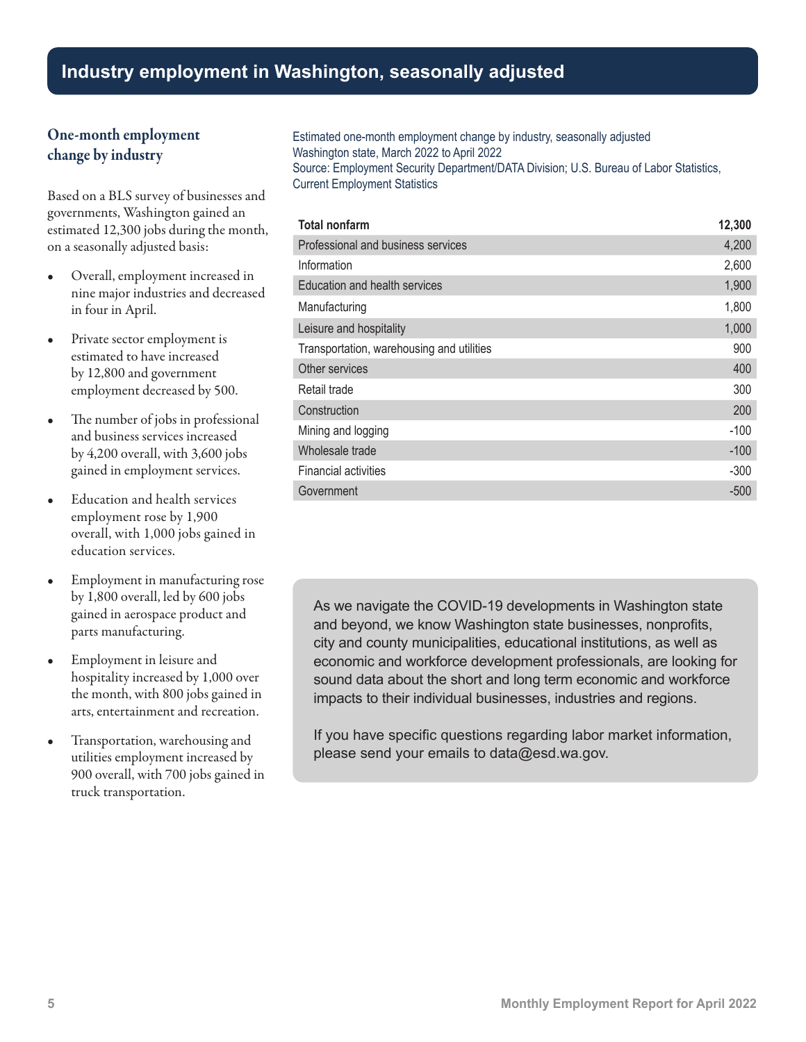# Industry employment in Washington, seasonally adjusted

## One-month employment change by industry

Based on a BLS survey of businesses and governments, Washington gained an estimated 12,300 jobs during the month, on a seasonally adjusted basis:

- Overall, employment increased in nine major industries and decreased in four in April.
- Private sector employment is estimated to have increased by 12,800 and government employment decreased by 500.
- The number of jobs in professional and business services increased by 4,200 overall, with 3,600 jobs gained in employment services.
- Education and health services employment rose by 1,900 overall, with 1,000 jobs gained in education services.
- Employment in manufacturing rose by 1,800 overall, led by 600 jobs gained in aerospace product and parts manufacturing.
- Employment in leisure and hospitality increased by 1,000 over the month, with 800 jobs gained in arts, entertainment and recreation.
- Transportation, warehousing and utilities employment increased by 900 overall, with 700 jobs gained in truck transportation.

Estimated one-month employment change by industry, seasonally adjusted
Washington state, March 2022 to April 2022
Source: Employment Security Department/DATA Division; U.S. Bureau of Labor Statistics, Current Employment Statistics

| **Total nonfarm** | **12,300** |
|---|---|
| Professional and business services | 4,200 |
| Information | 2,600 |
| Education and health services | 1,900 |
| Manufacturing | 1,800 |
| Leisure and hospitality | 1,000 |
| Transportation, warehousing and utilities | 900 |
| Other services | 400 |
| Retail trade | 300 |
| Construction | 200 |
| Mining and logging | -100 |
| Wholesale trade | -100 |
| Financial activities | -300 |
| Government | -500 |

As we navigate the COVID-19 developments in Washington state and beyond, we know Washington state businesses, nonprofits, city and county municipalities, educational institutions, as well as economic and workforce development professionals, are looking for sound data about the short and long term economic and workforce impacts to their individual businesses, industries and regions.

If you have specific questions regarding labor market information, please send your emails to data@esd.wa.gov.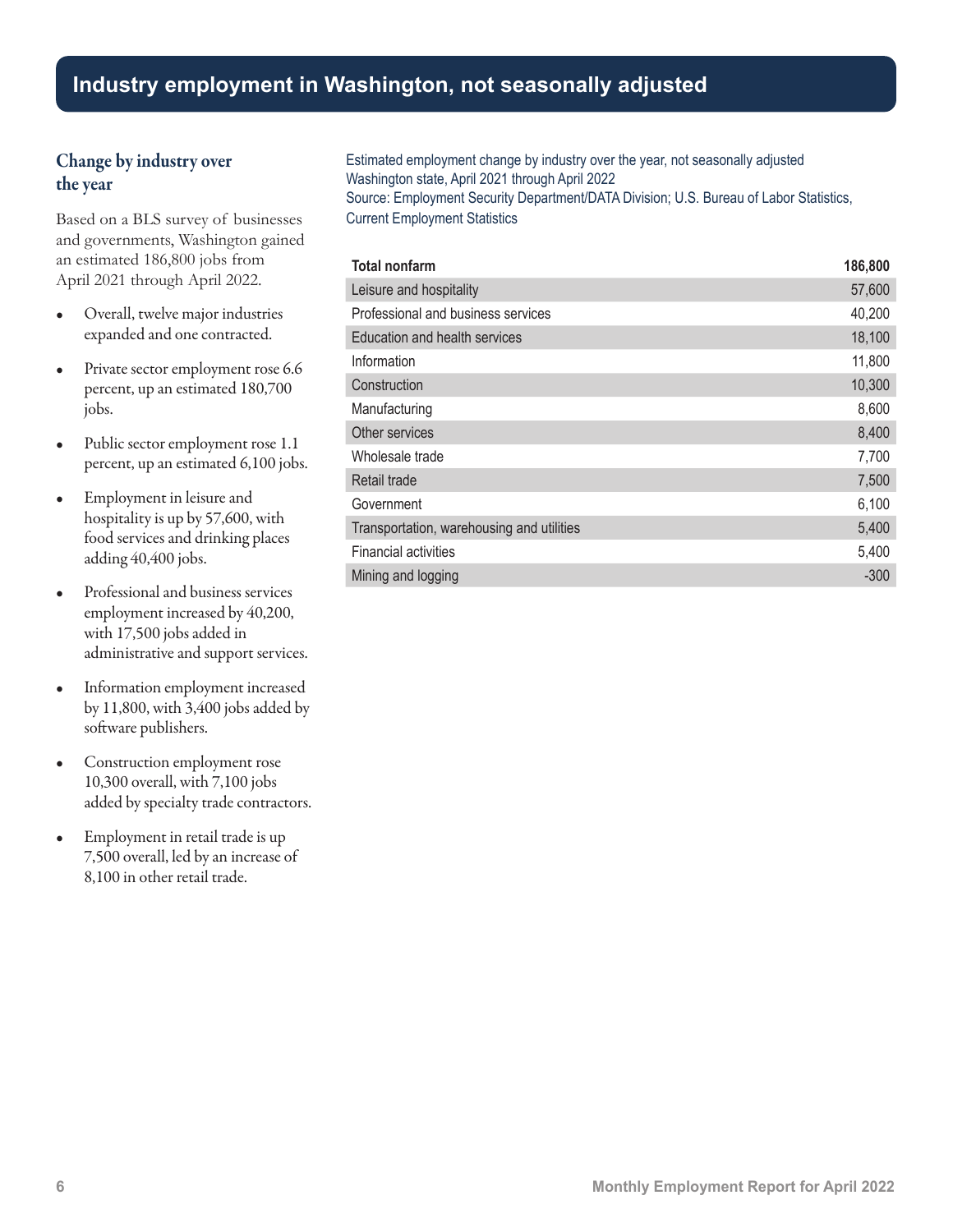# Industry employment in Washington, not seasonally adjusted

## Change by industry over the year

Based on a BLS survey of businesses and governments, Washington gained an estimated 186,800 jobs from April 2021 through April 2022.

- Overall, twelve major industries expanded and one contracted.
- Private sector employment rose 6.6 percent, up an estimated 180,700 jobs.
- Public sector employment rose 1.1 percent, up an estimated 6,100 jobs.
- Employment in leisure and hospitality is up by 57,600, with food services and drinking places adding 40,400 jobs.
- Professional and business services employment increased by 40,200, with 17,500 jobs added in administrative and support services.
- Information employment increased by 11,800, with 3,400 jobs added by software publishers.
- Construction employment rose 10,300 overall, with 7,100 jobs added by specialty trade contractors.
- Employment in retail trade is up 7,500 overall, led by an increase of 8,100 in other retail trade.

Estimated employment change by industry over the year, not seasonally adjusted
Washington state, April 2021 through April 2022
Source: Employment Security Department/DATA Division; U.S. Bureau of Labor Statistics, Current Employment Statistics

| **Total nonfarm** | **186,800** |
|---|---|
| Leisure and hospitality | 57,600 |
| Professional and business services | 40,200 |
| Education and health services | 18,100 |
| Information | 11,800 |
| Construction | 10,300 |
| Manufacturing | 8,600 |
| Other services | 8,400 |
| Wholesale trade | 7,700 |
| Retail trade | 7,500 |
| Government | 6,100 |
| Transportation, warehousing and utilities | 5,400 |
| Financial activities | 5,400 |
| Mining and logging | -300 |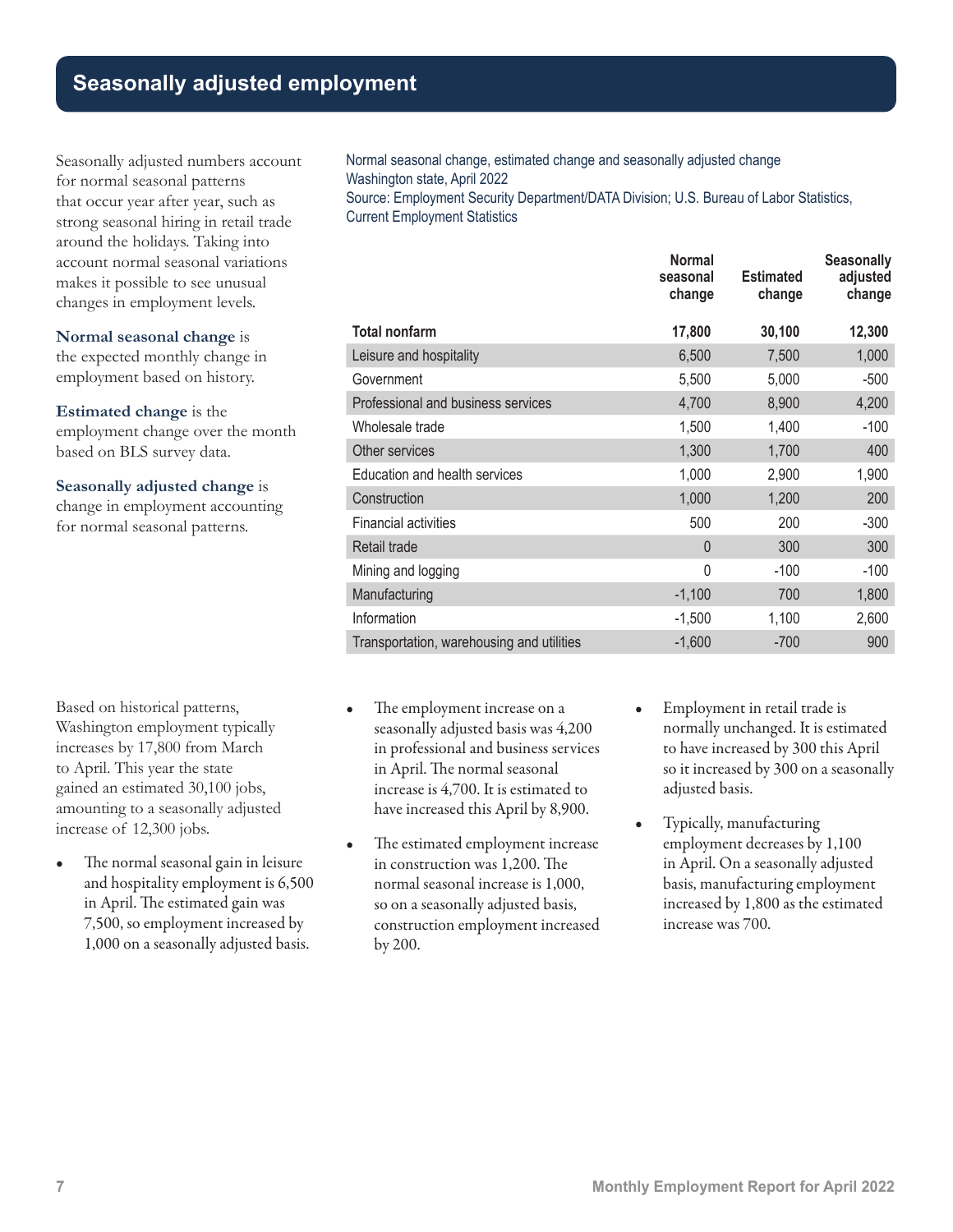# Seasonally adjusted employment

Seasonally adjusted numbers account for normal seasonal patterns that occur year after year, such as strong seasonal hiring in retail trade around the holidays. Taking into account normal seasonal variations makes it possible to see unusual changes in employment levels.

**Normal seasonal change** is the expected monthly change in employment based on history.

**Estimated change** is the employment change over the month based on BLS survey data.

**Seasonally adjusted change** is change in employment accounting for normal seasonal patterns.

Normal seasonal change, estimated change and seasonally adjusted change
Washington state, April 2022
Source: Employment Security Department/DATA Division; U.S. Bureau of Labor Statistics, Current Employment Statistics

| | Normal seasonal change | Estimated change | Seasonally adjusted change |
|---|---|---|---|
| **Total nonfarm** | **17,800** | **30,100** | **12,300** |
| Leisure and hospitality | 6,500 | 7,500 | 1,000 |
| Government | 5,500 | 5,000 | -500 |
| Professional and business services | 4,700 | 8,900 | 4,200 |
| Wholesale trade | 1,500 | 1,400 | -100 |
| Other services | 1,300 | 1,700 | 400 |
| Education and health services | 1,000 | 2,900 | 1,900 |
| Construction | 1,000 | 1,200 | 200 |
| Financial activities | 500 | 200 | -300 |
| Retail trade | 0 | 300 | 300 |
| Mining and logging | 0 | -100 | -100 |
| Manufacturing | -1,100 | 700 | 1,800 |
| Information | -1,500 | 1,100 | 2,600 |
| Transportation, warehousing and utilities | -1,600 | -700 | 900 |

Based on historical patterns, Washington employment typically increases by 17,800 from March to April. This year the state gained an estimated 30,100 jobs, amounting to a seasonally adjusted increase of 12,300 jobs.

- The normal seasonal gain in leisure and hospitality employment is 6,500 in April. The estimated gain was 7,500, so employment increased by 1,000 on a seasonally adjusted basis.
- The employment increase on a seasonally adjusted basis was 4,200 in professional and business services in April. The normal seasonal increase is 4,700. It is estimated to have increased this April by 8,900.
- The estimated employment increase in construction was 1,200. The normal seasonal increase is 1,000, so on a seasonally adjusted basis, construction employment increased by 200.
- Employment in retail trade is normally unchanged. It is estimated to have increased by 300 this April so it increased by 300 on a seasonally adjusted basis.
- Typically, manufacturing employment decreases by 1,100 in April. On a seasonally adjusted basis, manufacturing employment increased by 1,800 as the estimated increase was 700.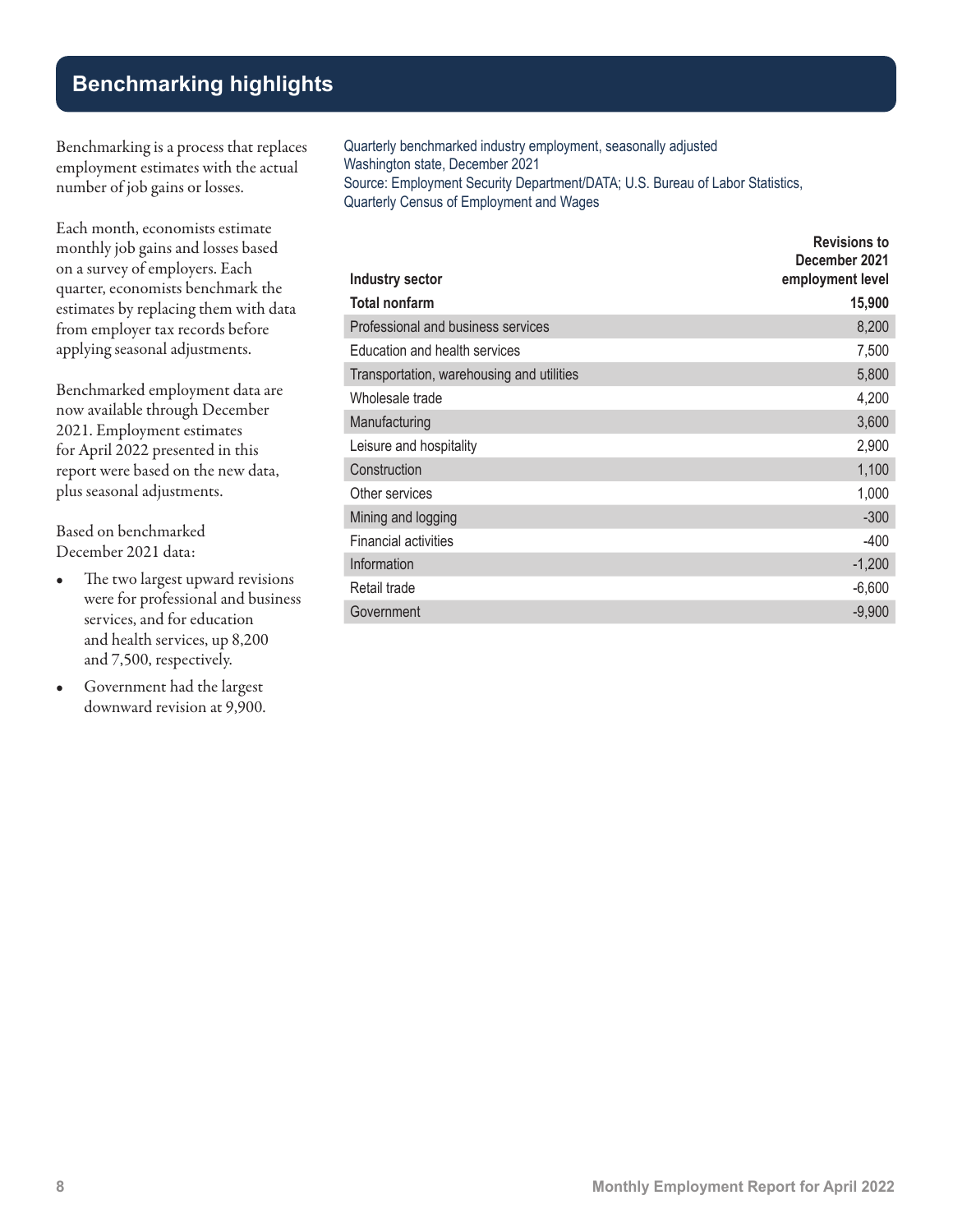## Benchmarking highlights

Benchmarking is a process that replaces employment estimates with the actual number of job gains or losses.

Each month, economists estimate monthly job gains and losses based on a survey of employers. Each quarter, economists benchmark the estimates by replacing them with data from employer tax records before applying seasonal adjustments.

Benchmarked employment data are now available through December 2021. Employment estimates for April 2022 presented in this report were based on the new data, plus seasonal adjustments.

Based on benchmarked December 2021 data:

- The two largest upward revisions were for professional and business services, and for education and health services, up 8,200 and 7,500, respectively.
- Government had the largest downward revision at 9,900.

Quarterly benchmarked industry employment, seasonally adjusted
Washington state, December 2021
Source: Employment Security Department/DATA; U.S. Bureau of Labor Statistics, Quarterly Census of Employment and Wages

| Industry sector | Revisions to December 2021 employment level |
|---|---|
| **Total nonfarm** | **15,900** |
| Professional and business services | 8,200 |
| Education and health services | 7,500 |
| Transportation, warehousing and utilities | 5,800 |
| Wholesale trade | 4,200 |
| Manufacturing | 3,600 |
| Leisure and hospitality | 2,900 |
| Construction | 1,100 |
| Other services | 1,000 |
| Mining and logging | -300 |
| Financial activities | -400 |
| Information | -1,200 |
| Retail trade | -6,600 |
| Government | -9,900 |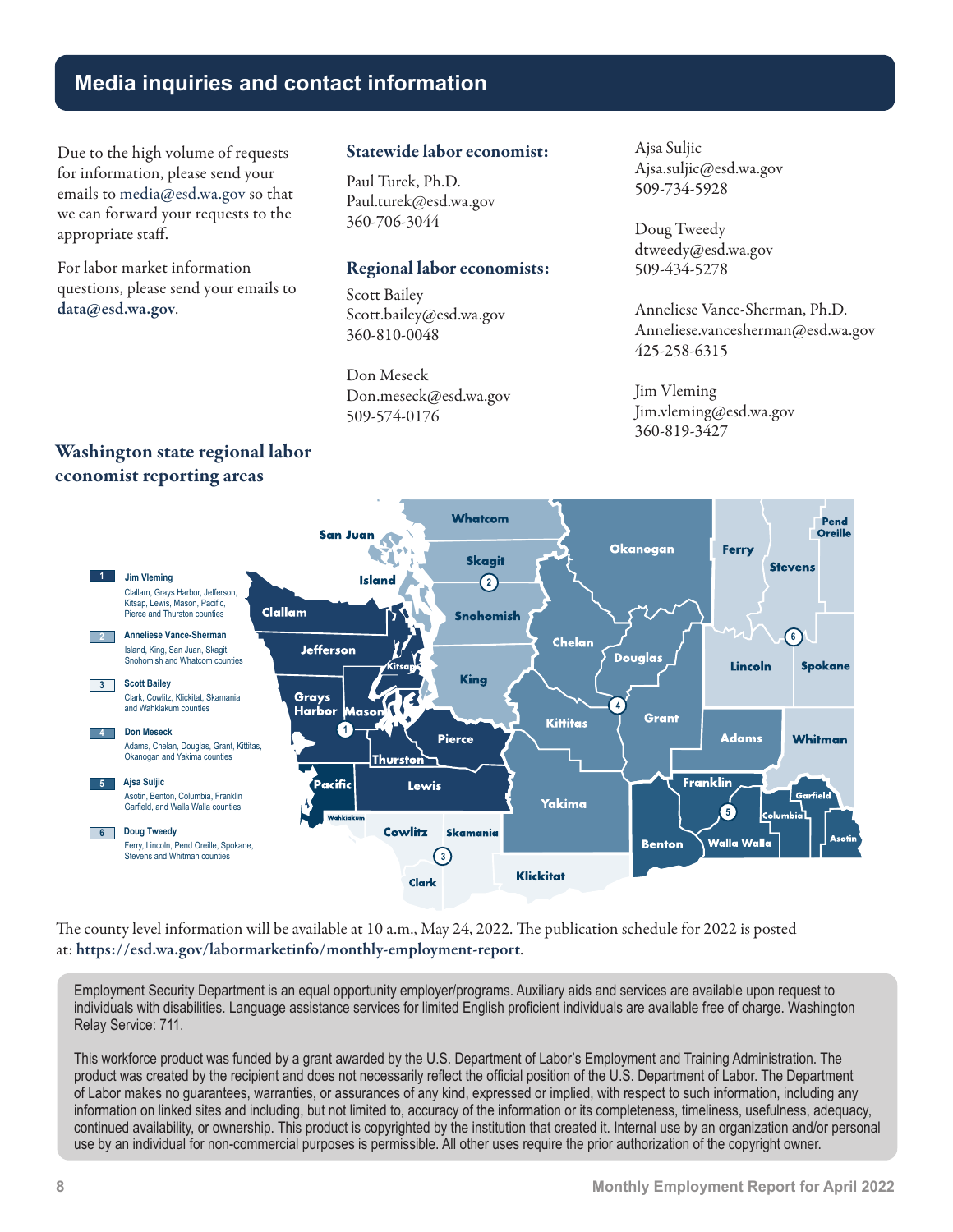## Media inquiries and contact information

Due to the high volume of requests for information, please send your emails to media@esd.wa.gov so that we can forward your requests to the appropriate staff.

For labor market information questions, please send your emails to **data@esd.wa.gov**.

### Statewide labor economist:

Paul Turek, Ph.D.
Paul.turek@esd.wa.gov
360-706-3044

### Regional labor economists:

Scott Bailey
Scott.bailey@esd.wa.gov
360-810-0048

Don Meseck
Don.meseck@esd.wa.gov
509-574-0176

Ajsa Suljic
Ajsa.suljic@esd.wa.gov
509-734-5928

Doug Tweedy
dtweedy@esd.wa.gov
509-434-5278

Anneliese Vance-Sherman, Ph.D.
Anneliese.vancesherman@esd.wa.gov
425-258-6315

Jim Vleming
Jim.vleming@esd.wa.gov
360-819-3427

### Washington state regional labor economist reporting areas

1 **Jim Vleming**
Clallam, Grays Harbor, Jefferson, Kitsap, Lewis, Mason, Pacific, Pierce and Thurston counties

2 **Anneliese Vance-Sherman**
Island, King, San Juan, Skagit, Snohomish and Whatcom counties

3 **Scott Bailey**
Clark, Cowlitz, Klickitat, Skamania and Wahkiakum counties

4 **Don Meseck**
Adams, Chelan, Douglas, Grant, Kittitas, Okanogan and Yakima counties

5 **Ajsa Suljic**
Asotin, Benton, Columbia, Franklin Garfield, and Walla Walla counties

6 **Doug Tweedy**
Ferry, Lincoln, Pend Oreille, Spokane, Stevens and Whitman counties

The county level information will be available at 10 a.m., May 24, 2022. The publication schedule for 2022 is posted at: **https://esd.wa.gov/labormarketinfo/monthly-employment-report**.

Employment Security Department is an equal opportunity employer/programs. Auxiliary aids and services are available upon request to individuals with disabilities. Language assistance services for limited English proficient individuals are available free of charge. Washington Relay Service: 711.

This workforce product was funded by a grant awarded by the U.S. Department of Labor's Employment and Training Administration. The product was created by the recipient and does not necessarily reflect the official position of the U.S. Department of Labor. The Department of Labor makes no guarantees, warranties, or assurances of any kind, expressed or implied, with respect to such information, including any information on linked sites and including, but not limited to, accuracy of the information or its completeness, timeliness, usefulness, adequacy, continued availability, or ownership. This product is copyrighted by the institution that created it. Internal use by an organization and/or personal use by an individual for non-commercial purposes is permissible. All other uses require the prior authorization of the copyright owner.